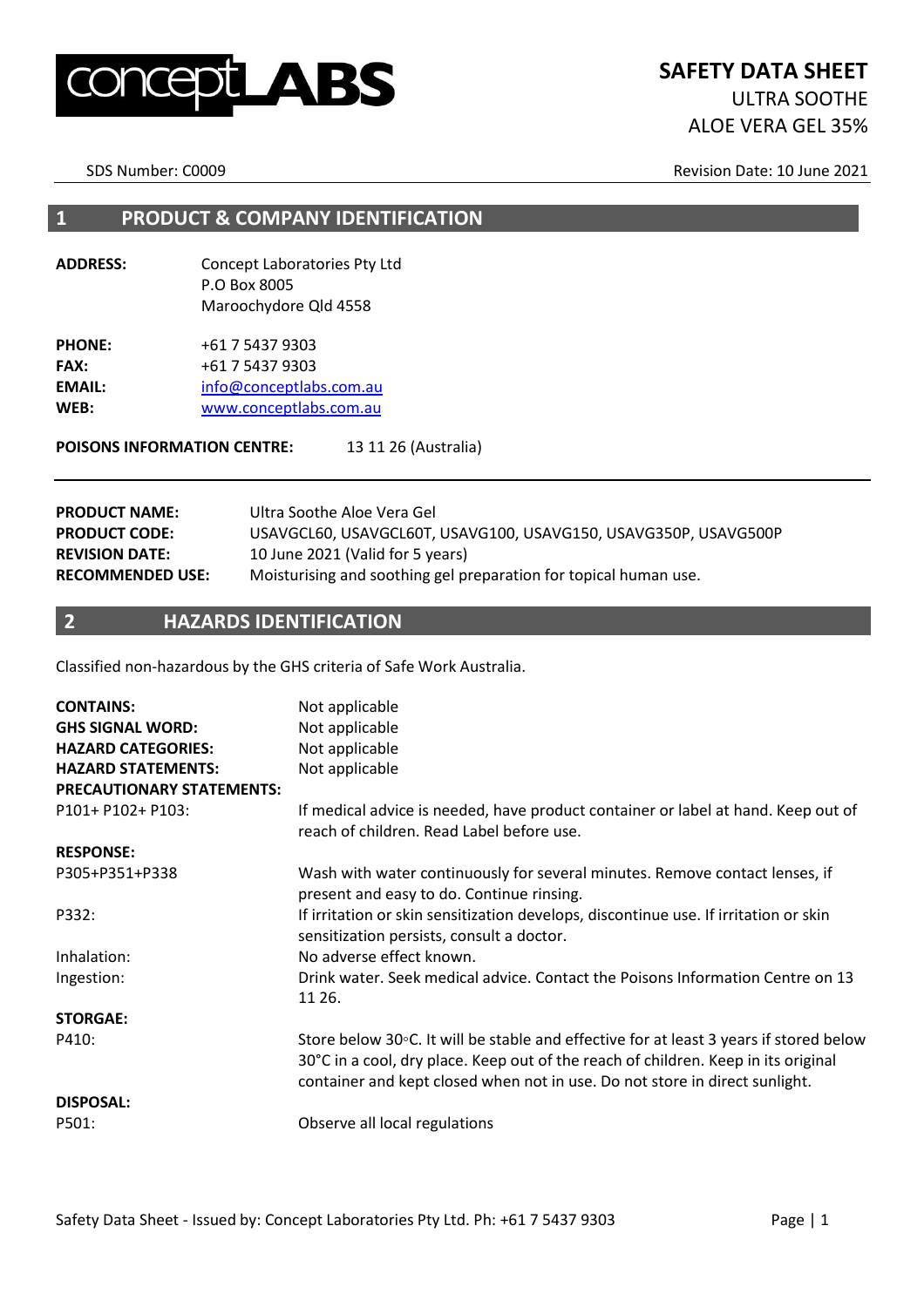# SAFETY DATA SHEET

ULTRA SOOTHE
ALOE VERA GEL 35%

SDS Number: C0009 | Revision Date: 10 June 2021

## 1 PRODUCT & COMPANY IDENTIFICATION

| | |
|---|---|
| **ADDRESS:** | Concept Laboratories Pty Ltd<br>P.O Box 8005<br>Maroochydore Qld 4558 |
| **PHONE:** | +61 7 5437 9303 |
| **FAX:** | +61 7 5437 9303 |
| **EMAIL:** | info@conceptlabs.com.au |
| **WEB:** | www.conceptlabs.com.au |

**POISONS INFORMATION CENTRE:** 13 11 26 (Australia)

| | |
|---|---|
| **PRODUCT NAME:** | Ultra Soothe Aloe Vera Gel |
| **PRODUCT CODE:** | USAVGCL60, USAVGCL60T, USAVG100, USAVG150, USAVG350P, USAVG500P |
| **REVISION DATE:** | 10 June 2021 (Valid for 5 years) |
| **RECOMMENDED USE:** | Moisturising and soothing gel preparation for topical human use. |

## 2 HAZARDS IDENTIFICATION

Classified non-hazardous by the GHS criteria of Safe Work Australia.

| | |
|---|---|
| **CONTAINS:** | Not applicable |
| **GHS SIGNAL WORD:** | Not applicable |
| **HAZARD CATEGORIES:** | Not applicable |
| **HAZARD STATEMENTS:** | Not applicable |
| **PRECAUTIONARY STATEMENTS:** | |
| P101+ P102+ P103: | If medical advice is needed, have product container or label at hand. Keep out of reach of children. Read Label before use. |
| **RESPONSE:** | |
| P305+P351+P338 | Wash with water continuously for several minutes. Remove contact lenses, if present and easy to do. Continue rinsing. |
| P332: | If irritation or skin sensitization develops, discontinue use. If irritation or skin sensitization persists, consult a doctor. |
| Inhalation: | No adverse effect known. |
| Ingestion: | Drink water. Seek medical advice. Contact the Poisons Information Centre on 13 11 26. |
| **STORGAE:** | |
| P410: | Store below 30◦C. It will be stable and effective for at least 3 years if stored below 30°C in a cool, dry place. Keep out of the reach of children. Keep in its original container and kept closed when not in use. Do not store in direct sunlight. |
| **DISPOSAL:** | |
| P501: | Observe all local regulations |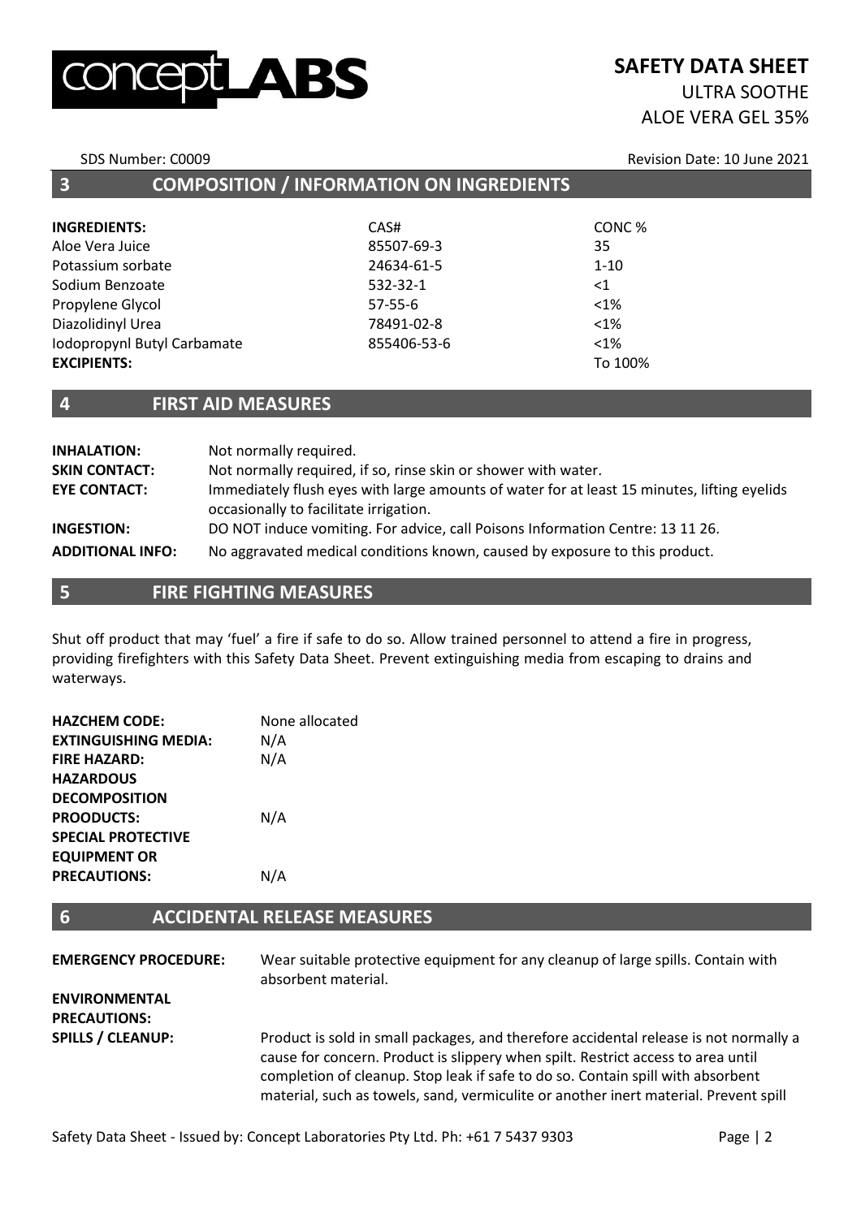## 3 COMPOSITION / INFORMATION ON INGREDIENTS

| INGREDIENTS: | CAS# | CONC % |
|---|---|---|
| Aloe Vera Juice | 85507-69-3 | 35 |
| Potassium sorbate | 24634-61-5 | 1-10 |
| Sodium Benzoate | 532-32-1 | <1 |
| Propylene Glycol | 57-55-6 | <1% |
| Diazolidinyl Urea | 78491-02-8 | <1% |
| Iodopropynl Butyl Carbamate | 855406-53-6 | <1% |
| **EXCIPIENTS:** | | To 100% |

## 4 FIRST AID MEASURES

**INHALATION:** Not normally required.

**SKIN CONTACT:** Not normally required, if so, rinse skin or shower with water.

**EYE CONTACT:** Immediately flush eyes with large amounts of water for at least 15 minutes, lifting eyelids occasionally to facilitate irrigation.

**INGESTION:** DO NOT induce vomiting. For advice, call Poisons Information Centre: 13 11 26.

**ADDITIONAL INFO:** No aggravated medical conditions known, caused by exposure to this product.

## 5 FIRE FIGHTING MEASURES

Shut off product that may 'fuel' a fire if safe to do so. Allow trained personnel to attend a fire in progress, providing firefighters with this Safety Data Sheet. Prevent extinguishing media from escaping to drains and waterways.

**HAZCHEM CODE:** None allocated

**EXTINGUISHING MEDIA:** N/A

**FIRE HAZARD:** N/A

**HAZARDOUS DECOMPOSITION PROODUCTS:** N/A

**SPECIAL PROTECTIVE EQUIPMENT OR PRECAUTIONS:** N/A

## 6 ACCIDENTAL RELEASE MEASURES

**EMERGENCY PROCEDURE:** Wear suitable protective equipment for any cleanup of large spills. Contain with absorbent material.

**ENVIRONMENTAL PRECAUTIONS:**

**SPILLS / CLEANUP:** Product is sold in small packages, and therefore accidental release is not normally a cause for concern. Product is slippery when spilt. Restrict access to area until completion of cleanup. Stop leak if safe to do so. Contain spill with absorbent material, such as towels, sand, vermiculite or another inert material. Prevent spill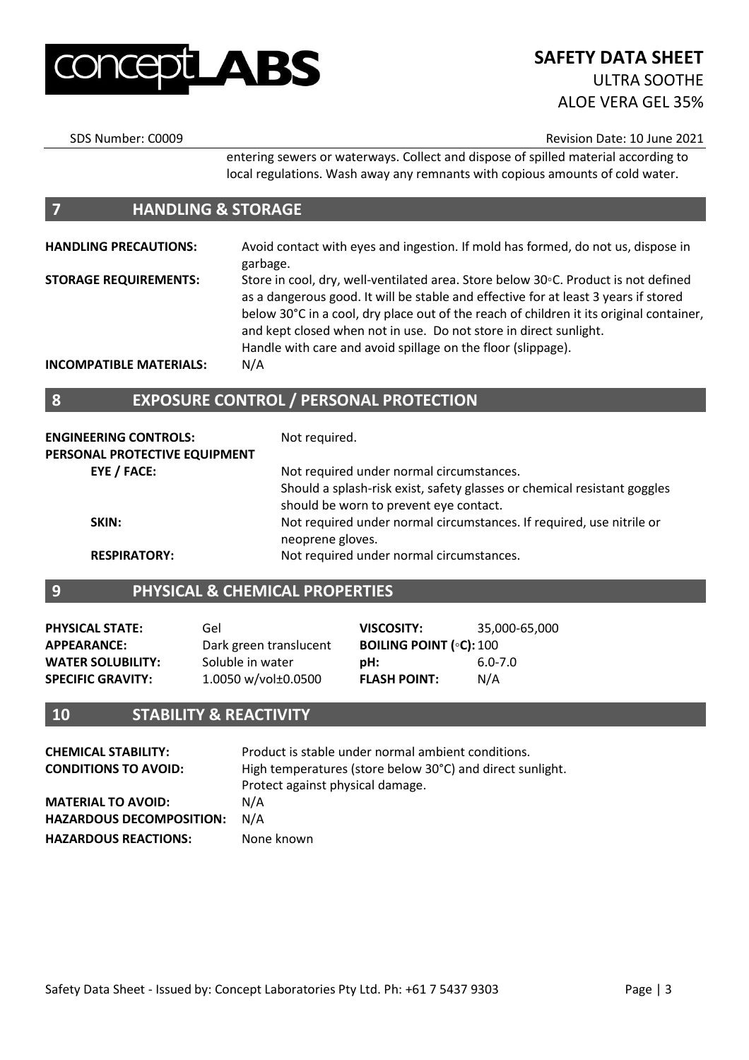entering sewers or waterways. Collect and dispose of spilled material according to local regulations. Wash away any remnants with copious amounts of cold water.

## 7 HANDLING & STORAGE

**HANDLING PRECAUTIONS:** Avoid contact with eyes and ingestion. If mold has formed, do not us, dispose in garbage.

**STORAGE REQUIREMENTS:** Store in cool, dry, well-ventilated area. Store below 30◦C. Product is not defined as a dangerous good. It will be stable and effective for at least 3 years if stored below 30°C in a cool, dry place out of the reach of children it its original container, and kept closed when not in use. Do not store in direct sunlight. Handle with care and avoid spillage on the floor (slippage).

**INCOMPATIBLE MATERIALS:** N/A

## 8 EXPOSURE CONTROL / PERSONAL PROTECTION

**ENGINEERING CONTROLS:** Not required.

**PERSONAL PROTECTIVE EQUIPMENT**

- **EYE / FACE:** Not required under normal circumstances. Should a splash-risk exist, safety glasses or chemical resistant goggles should be worn to prevent eye contact.
- **SKIN:** Not required under normal circumstances. If required, use nitrile or neoprene gloves.
- **RESPIRATORY:** Not required under normal circumstances.

## 9 PHYSICAL & CHEMICAL PROPERTIES

| | | | |
|---|---|---|---|
| **PHYSICAL STATE:** | Gel | **VISCOSITY:** | 35,000-65,000 |
| **APPEARANCE:** | Dark green translucent | **BOILING POINT (◦C):** | 100 |
| **WATER SOLUBILITY:** | Soluble in water | **pH:** | 6.0-7.0 |
| **SPECIFIC GRAVITY:** | 1.0050 w/vol±0.0500 | **FLASH POINT:** | N/A |

## 10 STABILITY & REACTIVITY

**CHEMICAL STABILITY:** Product is stable under normal ambient conditions.

**CONDITIONS TO AVOID:** High temperatures (store below 30°C) and direct sunlight. Protect against physical damage.

**MATERIAL TO AVOID:** N/A

**HAZARDOUS DECOMPOSITION:** N/A

**HAZARDOUS REACTIONS:** None known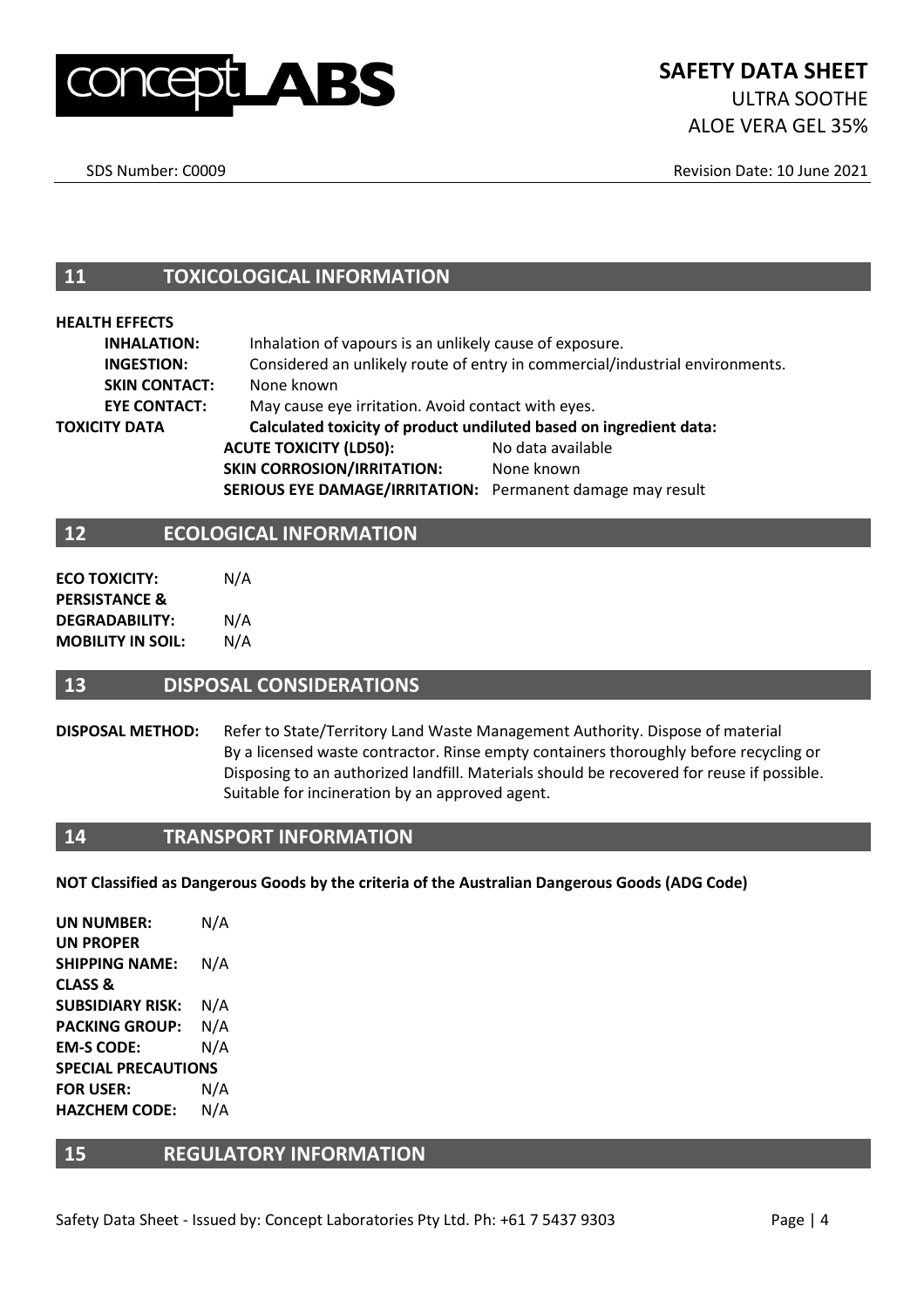## 11 TOXICOLOGICAL INFORMATION

**HEALTH EFFECTS**

**INHALATION:** Inhalation of vapours is an unlikely cause of exposure.

**INGESTION:** Considered an unlikely route of entry in commercial/industrial environments.

**SKIN CONTACT:** None known

**EYE CONTACT:** May cause eye irritation. Avoid contact with eyes.

**TOXICITY DATA** **Calculated toxicity of product undiluted based on ingredient data:**

**ACUTE TOXICITY (LD50):** No data available

**SKIN CORROSION/IRRITATION:** None known

**SERIOUS EYE DAMAGE/IRRITATION:** Permanent damage may result

## 12 ECOLOGICAL INFORMATION

**ECO TOXICITY:** N/A

**PERSISTANCE & DEGRADABILITY:** N/A

**MOBILITY IN SOIL:** N/A

## 13 DISPOSAL CONSIDERATIONS

**DISPOSAL METHOD:** Refer to State/Territory Land Waste Management Authority. Dispose of material By a licensed waste contractor. Rinse empty containers thoroughly before recycling or Disposing to an authorized landfill. Materials should be recovered for reuse if possible. Suitable for incineration by an approved agent.

## 14 TRANSPORT INFORMATION

**NOT Classified as Dangerous Goods by the criteria of the Australian Dangerous Goods (ADG Code)**

**UN NUMBER:** N/A

**UN PROPER SHIPPING NAME:** N/A

**CLASS & SUBSIDIARY RISK:** N/A

**PACKING GROUP:** N/A

**EM-S CODE:** N/A

**SPECIAL PRECAUTIONS FOR USER:** N/A

**HAZCHEM CODE:** N/A

## 15 REGULATORY INFORMATION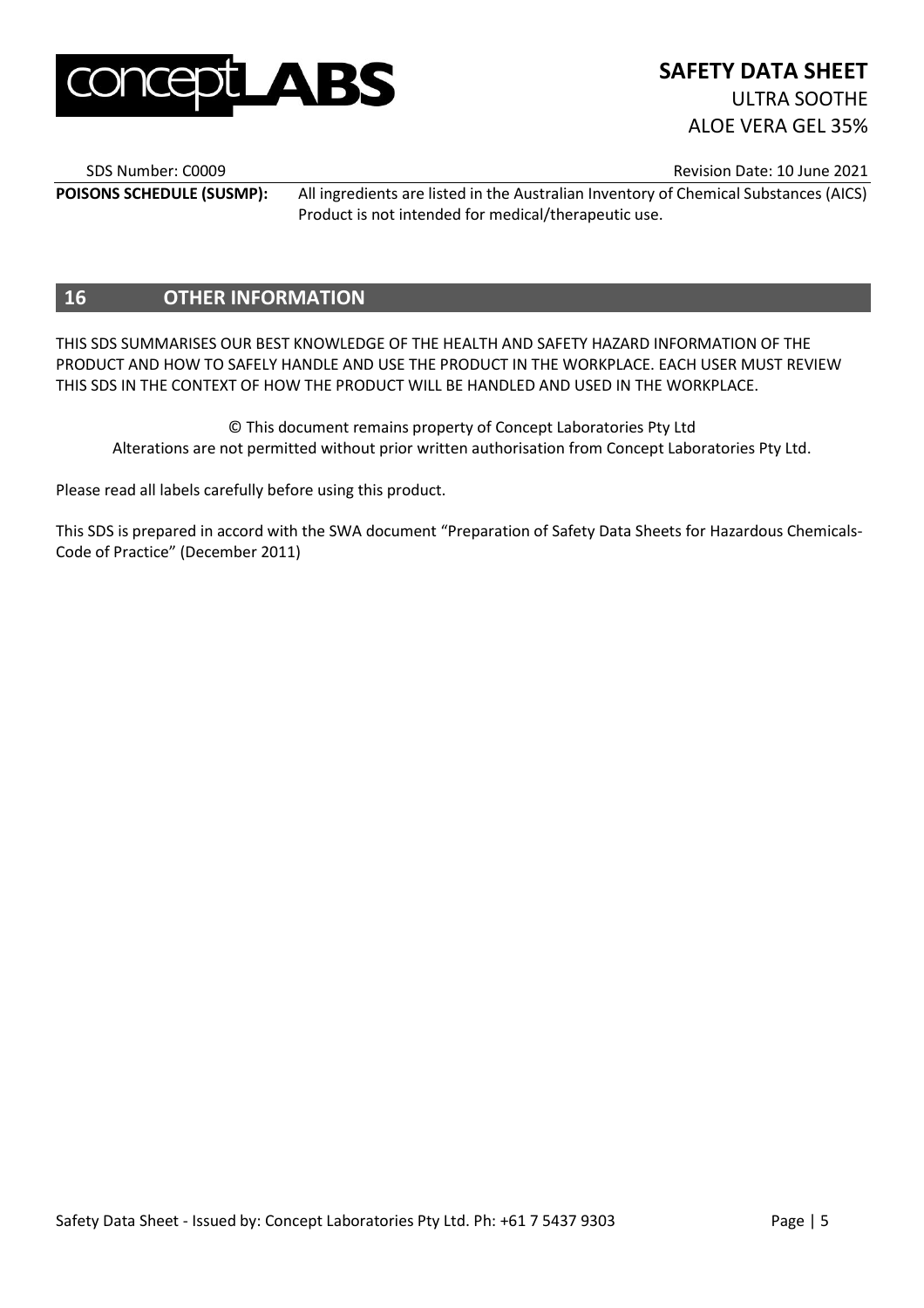**POISONS SCHEDULE (SUSMP):** All ingredients are listed in the Australian Inventory of Chemical Substances (AICS) Product is not intended for medical/therapeutic use.

## 16 OTHER INFORMATION

THIS SDS SUMMARISES OUR BEST KNOWLEDGE OF THE HEALTH AND SAFETY HAZARD INFORMATION OF THE PRODUCT AND HOW TO SAFELY HANDLE AND USE THE PRODUCT IN THE WORKPLACE. EACH USER MUST REVIEW THIS SDS IN THE CONTEXT OF HOW THE PRODUCT WILL BE HANDLED AND USED IN THE WORKPLACE.

© This document remains property of Concept Laboratories Pty Ltd
Alterations are not permitted without prior written authorisation from Concept Laboratories Pty Ltd.

Please read all labels carefully before using this product.

This SDS is prepared in accord with the SWA document "Preparation of Safety Data Sheets for Hazardous Chemicals-Code of Practice" (December 2011)